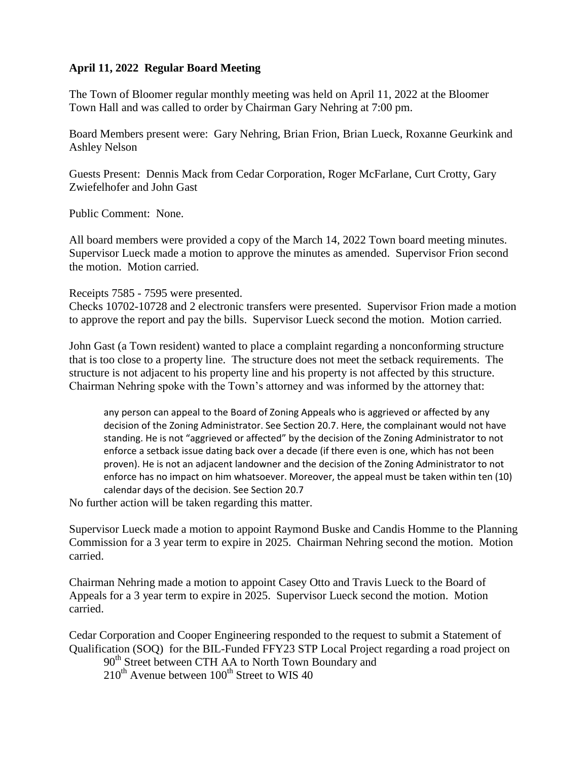**April 11, 2022 Regular Board Meeting**

The Town of Bloomer regular monthly meeting was held on April 11, 2022 at the Bloomer Town Hall and was called to order by Chairman Gary Nehring at 7:00 pm.

Board Members present were: Gary Nehring, Brian Frion, Brian Lueck, Roxanne Geurkink and Ashley Nelson

Guests Present: Dennis Mack from Cedar Corporation, Roger McFarlane, Curt Crotty, Gary Zwiefelhofer and John Gast

Public Comment: None.

All board members were provided a copy of the March 14, 2022 Town board meeting minutes. Supervisor Lueck made a motion to approve the minutes as amended. Supervisor Frion second the motion. Motion carried.

Receipts 7585 - 7595 were presented.
Checks 10702-10728 and 2 electronic transfers were presented. Supervisor Frion made a motion to approve the report and pay the bills. Supervisor Lueck second the motion. Motion carried.

John Gast (a Town resident) wanted to place a complaint regarding a nonconforming structure that is too close to a property line. The structure does not meet the setback requirements. The structure is not adjacent to his property line and his property is not affected by this structure. Chairman Nehring spoke with the Town's attorney and was informed by the attorney that:

> any person can appeal to the Board of Zoning Appeals who is aggrieved or affected by any decision of the Zoning Administrator. See Section 20.7. Here, the complainant would not have standing. He is not "aggrieved or affected" by the decision of the Zoning Administrator to not enforce a setback issue dating back over a decade (if there even is one, which has not been proven). He is not an adjacent landowner and the decision of the Zoning Administrator to not enforce has no impact on him whatsoever. Moreover, the appeal must be taken within ten (10) calendar days of the decision. See Section 20.7

No further action will be taken regarding this matter.

Supervisor Lueck made a motion to appoint Raymond Buske and Candis Homme to the Planning Commission for a 3 year term to expire in 2025. Chairman Nehring second the motion. Motion carried.

Chairman Nehring made a motion to appoint Casey Otto and Travis Lueck to the Board of Appeals for a 3 year term to expire in 2025. Supervisor Lueck second the motion. Motion carried.

Cedar Corporation and Cooper Engineering responded to the request to submit a Statement of Qualification (SOQ) for the BIL-Funded FFY23 STP Local Project regarding a road project on

90th Street between CTH AA to North Town Boundary and
210th Avenue between 100th Street to WIS 40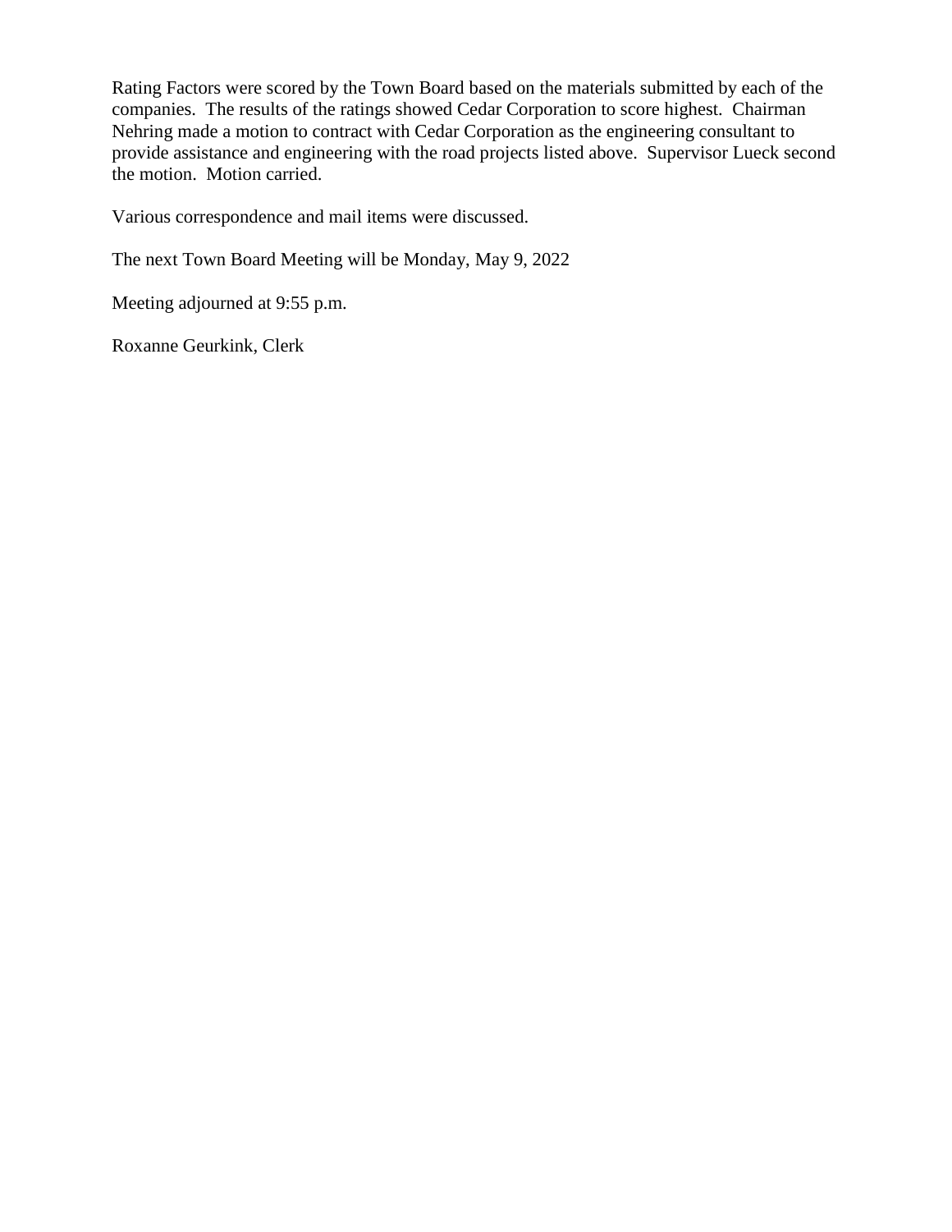Rating Factors were scored by the Town Board based on the materials submitted by each of the companies. The results of the ratings showed Cedar Corporation to score highest. Chairman Nehring made a motion to contract with Cedar Corporation as the engineering consultant to provide assistance and engineering with the road projects listed above. Supervisor Lueck second the motion. Motion carried.

Various correspondence and mail items were discussed.

The next Town Board Meeting will be Monday, May 9, 2022

Meeting adjourned at 9:55 p.m.

Roxanne Geurkink, Clerk